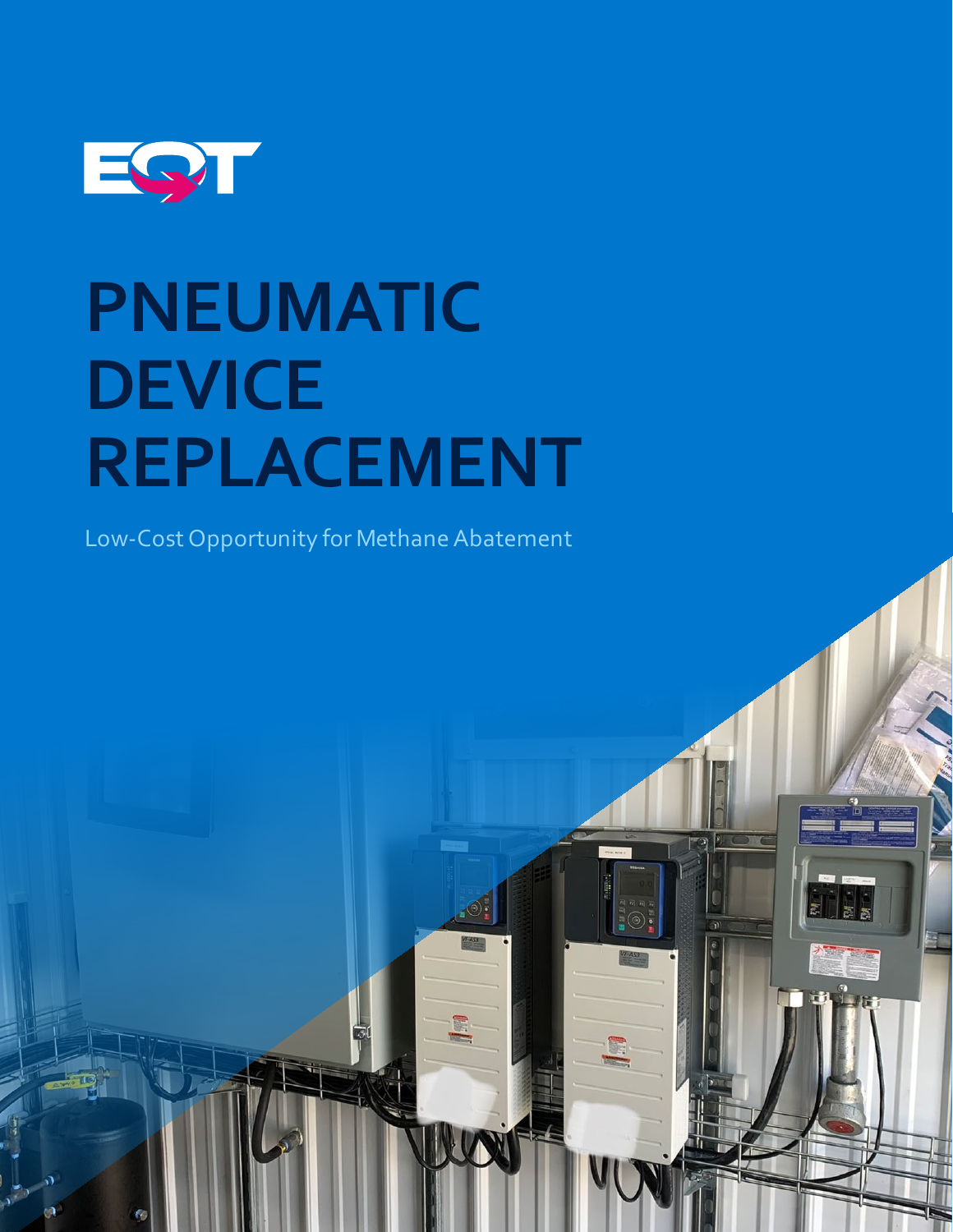# PNEUMATIC DEVICE REPLACEMENT

Low-Cost Opportunity for Methane Abatement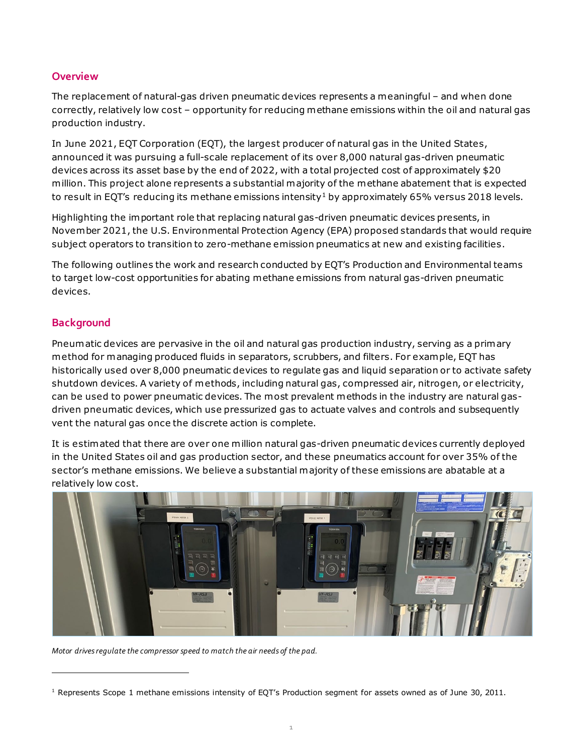## Overview

The replacement of natural-gas driven pneumatic devices represents a meaningful – and when done correctly, relatively low cost – opportunity for reducing methane emissions within the oil and natural gas production industry.

In June 2021, EQT Corporation (EQT), the largest producer of natural gas in the United States, announced it was pursuing a full-scale replacement of its over 8,000 natural gas-driven pneumatic devices across its asset base by the end of 2022, with a total projected cost of approximately $20 million. This project alone represents a substantial majority of the methane abatement that is expected to result in EQT's reducing its methane emissions intensity[1] by approximately 65% versus 2018 levels.

Highlighting the important role that replacing natural gas-driven pneumatic devices presents, in November 2021, the U.S. Environmental Protection Agency (EPA) proposed standards that would require subject operators to transition to zero-methane emission pneumatics at new and existing facilities.

The following outlines the work and research conducted by EQT's Production and Environmental teams to target low-cost opportunities for abating methane emissions from natural gas-driven pneumatic devices.

## Background

Pneumatic devices are pervasive in the oil and natural gas production industry, serving as a primary method for managing produced fluids in separators, scrubbers, and filters. For example, EQT has historically used over 8,000 pneumatic devices to regulate gas and liquid separation or to activate safety shutdown devices. A variety of methods, including natural gas, compressed air, nitrogen, or electricity, can be used to power pneumatic devices. The most prevalent methods in the industry are natural gas-driven pneumatic devices, which use pressurized gas to actuate valves and controls and subsequently vent the natural gas once the discrete action is complete.

It is estimated that there are over one million natural gas-driven pneumatic devices currently deployed in the United States oil and gas production sector, and these pneumatics account for over 35% of the sector's methane emissions. We believe a substantial majority of these emissions are abatable at a relatively low cost.

*Motor drives regulate the compressor speed to match the air needs of the pad.*

[1] Represents Scope 1 methane emissions intensity of EQT's Production segment for assets owned as of June 30, 2011.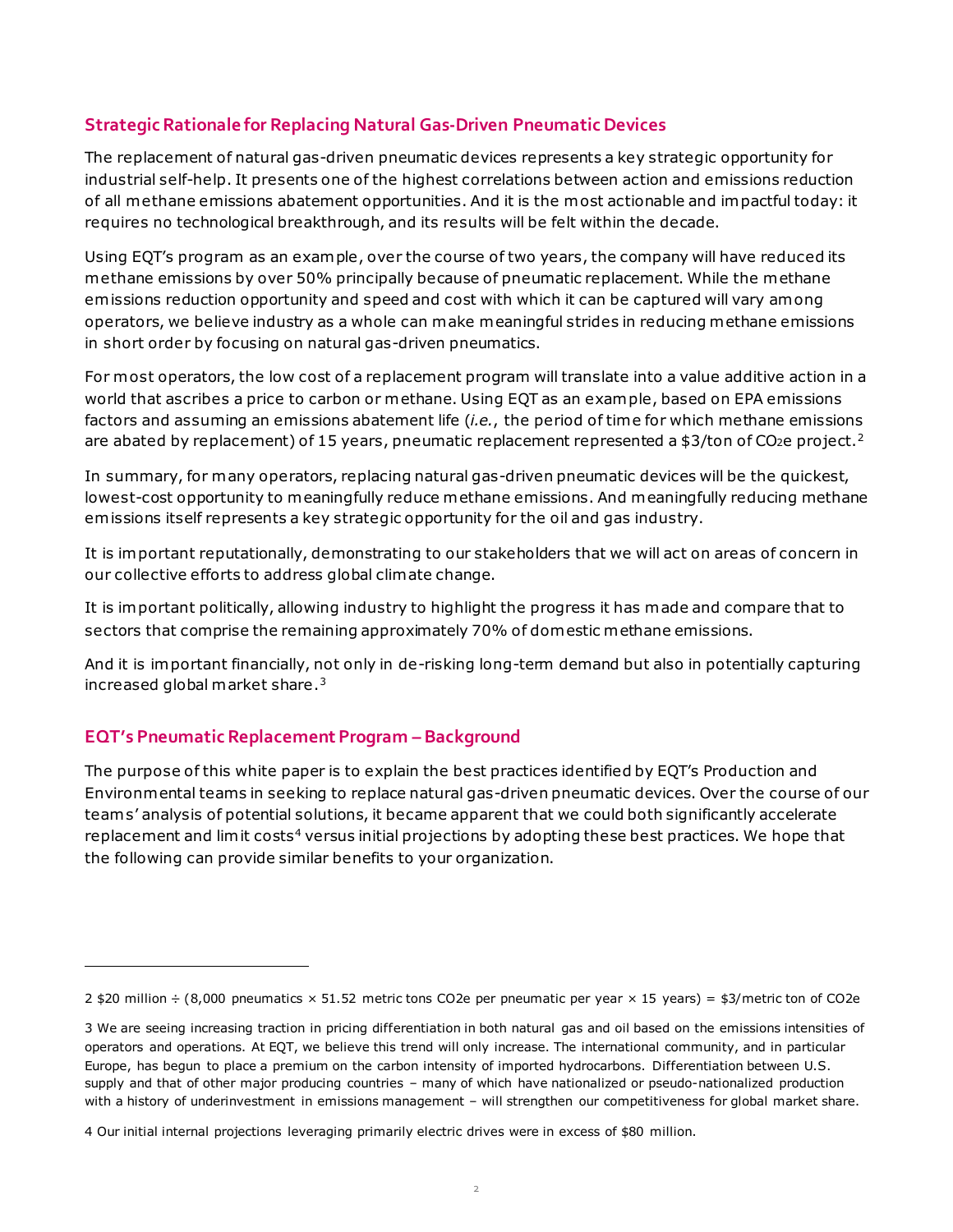## Strategic Rationale for Replacing Natural Gas-Driven Pneumatic Devices

The replacement of natural gas-driven pneumatic devices represents a key strategic opportunity for industrial self-help. It presents one of the highest correlations between action and emissions reduction of all methane emissions abatement opportunities. And it is the most actionable and impactful today: it requires no technological breakthrough, and its results will be felt within the decade.

Using EQT's program as an example, over the course of two years, the company will have reduced its methane emissions by over 50% principally because of pneumatic replacement. While the methane emissions reduction opportunity and speed and cost with which it can be captured will vary among operators, we believe industry as a whole can make meaningful strides in reducing methane emissions in short order by focusing on natural gas-driven pneumatics.

For most operators, the low cost of a replacement program will translate into a value additive action in a world that ascribes a price to carbon or methane. Using EQT as an example, based on EPA emissions factors and assuming an emissions abatement life (*i.e.*, the period of time for which methane emissions are abated by replacement) of 15 years, pneumatic replacement represented a \$3/ton of $CO_2e$ project.[2]

In summary, for many operators, replacing natural gas-driven pneumatic devices will be the quickest, lowest-cost opportunity to meaningfully reduce methane emissions. And meaningfully reducing methane emissions itself represents a key strategic opportunity for the oil and gas industry.

It is important reputationally, demonstrating to our stakeholders that we will act on areas of concern in our collective efforts to address global climate change.

It is important politically, allowing industry to highlight the progress it has made and compare that to sectors that comprise the remaining approximately 70% of domestic methane emissions.

And it is important financially, not only in de-risking long-term demand but also in potentially capturing increased global market share.[3]

## EQT's Pneumatic Replacement Program – Background

The purpose of this white paper is to explain the best practices identified by EQT's Production and Environmental teams in seeking to replace natural gas-driven pneumatic devices. Over the course of our teams' analysis of potential solutions, it became apparent that we could both significantly accelerate replacement and limit costs[4] versus initial projections by adopting these best practices. We hope that the following can provide similar benefits to your organization.

---

2 \$20 million ÷ (8,000 pneumatics × 51.52 metric tons CO2e per pneumatic per year × 15 years) = \$3/metric ton of CO2e

3 We are seeing increasing traction in pricing differentiation in both natural gas and oil based on the emissions intensities of operators and operations. At EQT, we believe this trend will only increase. The international community, and in particular Europe, has begun to place a premium on the carbon intensity of imported hydrocarbons. Differentiation between U.S. supply and that of other major producing countries – many of which have nationalized or pseudo-nationalized production with a history of underinvestment in emissions management – will strengthen our competitiveness for global market share.

4 Our initial internal projections leveraging primarily electric drives were in excess of \$80 million.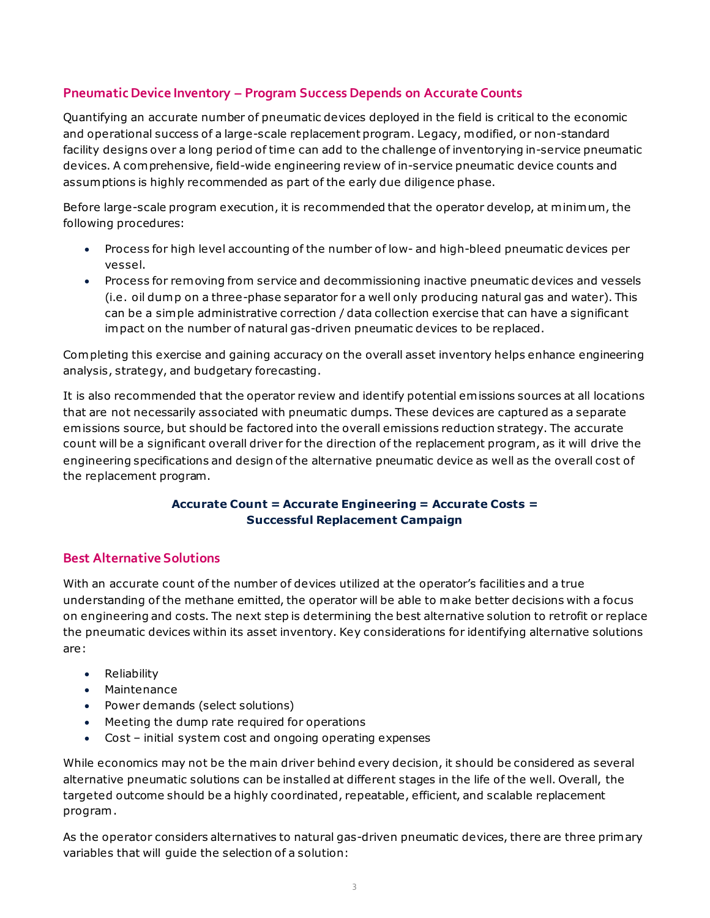## Pneumatic Device Inventory – Program Success Depends on Accurate Counts

Quantifying an accurate number of pneumatic devices deployed in the field is critical to the economic and operational success of a large-scale replacement program. Legacy, modified, or non-standard facility designs over a long period of time can add to the challenge of inventorying in-service pneumatic devices. A comprehensive, field-wide engineering review of in-service pneumatic device counts and assumptions is highly recommended as part of the early due diligence phase.

Before large-scale program execution, it is recommended that the operator develop, at minimum, the following procedures:

- Process for high level accounting of the number of low- and high-bleed pneumatic devices per vessel.
- Process for removing from service and decommissioning inactive pneumatic devices and vessels (i.e. oil dump on a three-phase separator for a well only producing natural gas and water). This can be a simple administrative correction / data collection exercise that can have a significant impact on the number of natural gas-driven pneumatic devices to be replaced.

Completing this exercise and gaining accuracy on the overall asset inventory helps enhance engineering analysis, strategy, and budgetary forecasting.

It is also recommended that the operator review and identify potential emissions sources at all locations that are not necessarily associated with pneumatic dumps. These devices are captured as a separate emissions source, but should be factored into the overall emissions reduction strategy. The accurate count will be a significant overall driver for the direction of the replacement program, as it will drive the engineering specifications and design of the alternative pneumatic device as well as the overall cost of the replacement program.

**Accurate Count = Accurate Engineering = Accurate Costs = Successful Replacement Campaign**

## Best Alternative Solutions

With an accurate count of the number of devices utilized at the operator's facilities and a true understanding of the methane emitted, the operator will be able to make better decisions with a focus on engineering and costs. The next step is determining the best alternative solution to retrofit or replace the pneumatic devices within its asset inventory. Key considerations for identifying alternative solutions are:

- Reliability
- Maintenance
- Power demands (select solutions)
- Meeting the dump rate required for operations
- Cost – initial system cost and ongoing operating expenses

While economics may not be the main driver behind every decision, it should be considered as several alternative pneumatic solutions can be installed at different stages in the life of the well. Overall, the targeted outcome should be a highly coordinated, repeatable, efficient, and scalable replacement program.

As the operator considers alternatives to natural gas-driven pneumatic devices, there are three primary variables that will guide the selection of a solution: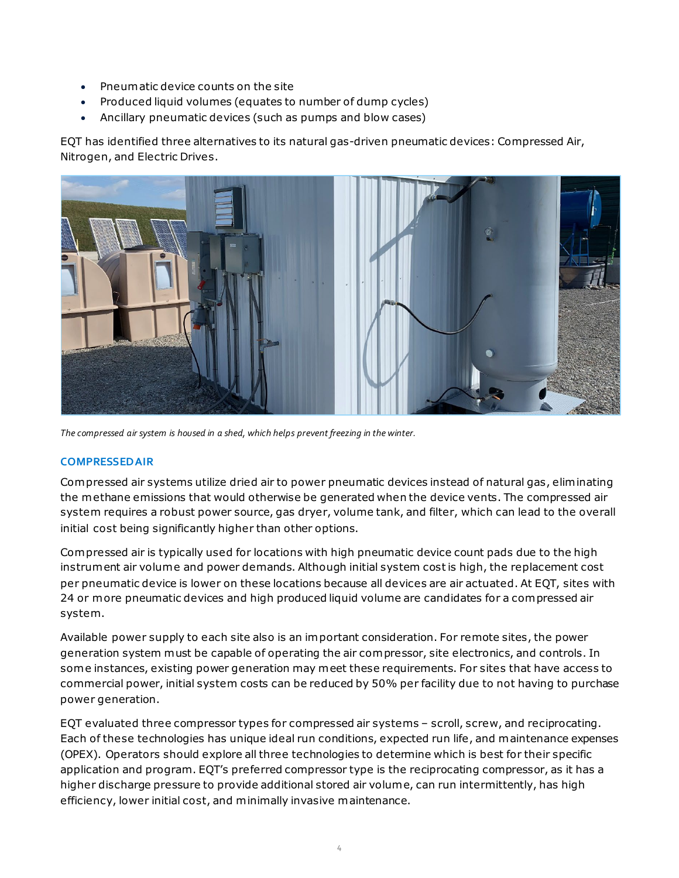- Pneumatic device counts on the site
- Produced liquid volumes (equates to number of dump cycles)
- Ancillary pneumatic devices (such as pumps and blow cases)

EQT has identified three alternatives to its natural gas-driven pneumatic devices: Compressed Air, Nitrogen, and Electric Drives.

*The compressed air system is housed in a shed, which helps prevent freezing in the winter.*

### COMPRESSED AIR

Compressed air systems utilize dried air to power pneumatic devices instead of natural gas, eliminating the methane emissions that would otherwise be generated when the device vents. The compressed air system requires a robust power source, gas dryer, volume tank, and filter, which can lead to the overall initial cost being significantly higher than other options.

Compressed air is typically used for locations with high pneumatic device count pads due to the high instrument air volume and power demands. Although initial system cost is high, the replacement cost per pneumatic device is lower on these locations because all devices are air actuated. At EQT, sites with 24 or more pneumatic devices and high produced liquid volume are candidates for a compressed air system.

Available power supply to each site also is an important consideration. For remote sites, the power generation system must be capable of operating the air compressor, site electronics, and controls. In some instances, existing power generation may meet these requirements. For sites that have access to commercial power, initial system costs can be reduced by 50% per facility due to not having to purchase power generation.

EQT evaluated three compressor types for compressed air systems – scroll, screw, and reciprocating. Each of these technologies has unique ideal run conditions, expected run life, and maintenance expenses (OPEX). Operators should explore all three technologies to determine which is best for their specific application and program. EQT's preferred compressor type is the reciprocating compressor, as it has a higher discharge pressure to provide additional stored air volume, can run intermittently, has high efficiency, lower initial cost, and minimally invasive maintenance.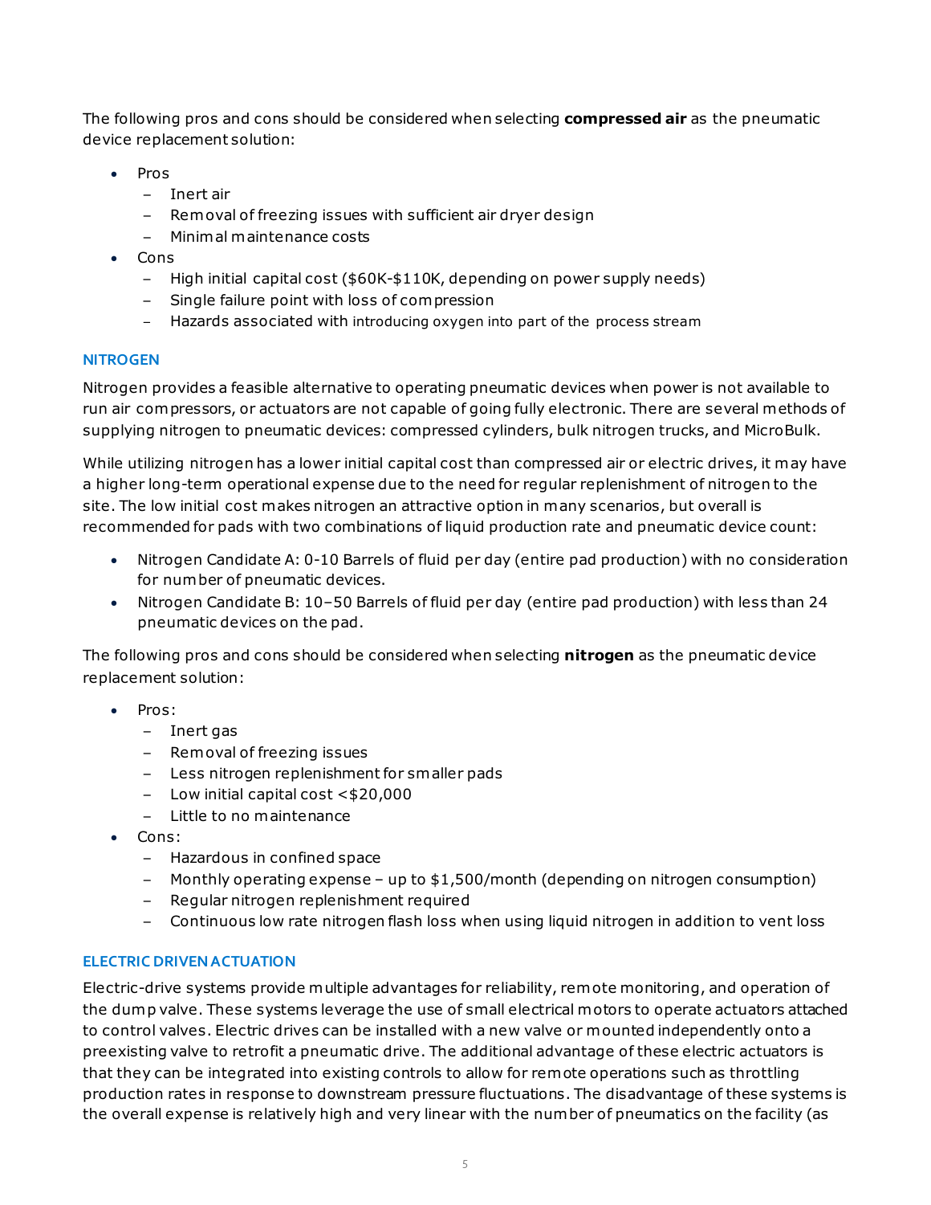The following pros and cons should be considered when selecting **compressed air** as the pneumatic device replacement solution:

- Pros
  - Inert air
  - Removal of freezing issues with sufficient air dryer design
  - Minimal maintenance costs
- Cons
  - High initial capital cost ($60K-$110K, depending on power supply needs)
  - Single failure point with loss of compression
  - Hazards associated with introducing oxygen into part of the process stream

### NITROGEN

Nitrogen provides a feasible alternative to operating pneumatic devices when power is not available to run air compressors, or actuators are not capable of going fully electronic. There are several methods of supplying nitrogen to pneumatic devices: compressed cylinders, bulk nitrogen trucks, and MicroBulk.

While utilizing nitrogen has a lower initial capital cost than compressed air or electric drives, it may have a higher long-term operational expense due to the need for regular replenishment of nitrogen to the site. The low initial cost makes nitrogen an attractive option in many scenarios, but overall is recommended for pads with two combinations of liquid production rate and pneumatic device count:

- Nitrogen Candidate A: 0-10 Barrels of fluid per day (entire pad production) with no consideration for number of pneumatic devices.
- Nitrogen Candidate B: 10–50 Barrels of fluid per day (entire pad production) with less than 24 pneumatic devices on the pad.

The following pros and cons should be considered when selecting **nitrogen** as the pneumatic device replacement solution:

- Pros:
  - Inert gas
  - Removal of freezing issues
  - Less nitrogen replenishment for smaller pads
  - Low initial capital cost <$20,000
  - Little to no maintenance
- Cons:
  - Hazardous in confined space
  - Monthly operating expense – up to $1,500/month (depending on nitrogen consumption)
  - Regular nitrogen replenishment required
  - Continuous low rate nitrogen flash loss when using liquid nitrogen in addition to vent loss

### ELECTRIC DRIVEN ACTUATION

Electric-drive systems provide multiple advantages for reliability, remote monitoring, and operation of the dump valve. These systems leverage the use of small electrical motors to operate actuators attached to control valves. Electric drives can be installed with a new valve or mounted independently onto a preexisting valve to retrofit a pneumatic drive. The additional advantage of these electric actuators is that they can be integrated into existing controls to allow for remote operations such as throttling production rates in response to downstream pressure fluctuations. The disadvantage of these systems is the overall expense is relatively high and very linear with the number of pneumatics on the facility (as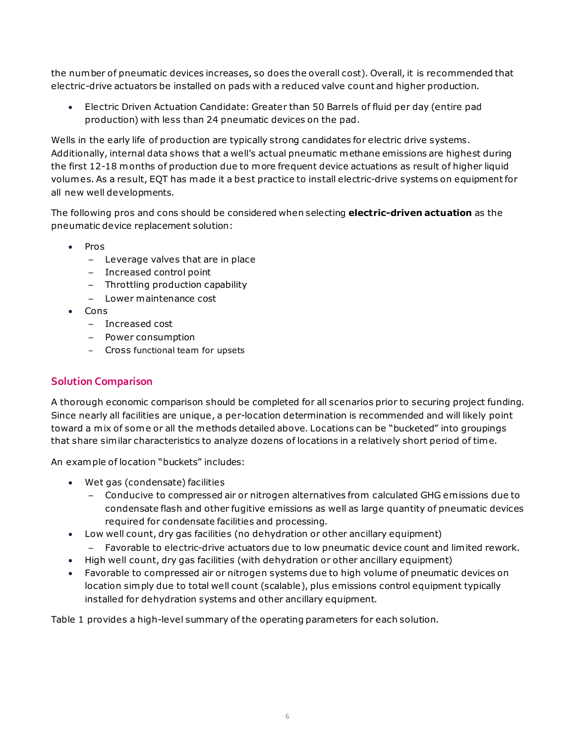the number of pneumatic devices increases, so does the overall cost). Overall, it is recommended that electric-drive actuators be installed on pads with a reduced valve count and higher production.

- Electric Driven Actuation Candidate: Greater than 50 Barrels of fluid per day (entire pad production) with less than 24 pneumatic devices on the pad.

Wells in the early life of production are typically strong candidates for electric drive systems. Additionally, internal data shows that a well's actual pneumatic methane emissions are highest during the first 12-18 months of production due to more frequent device actuations as result of higher liquid volumes. As a result, EQT has made it a best practice to install electric-drive systems on equipment for all new well developments.

The following pros and cons should be considered when selecting **electric-driven actuation** as the pneumatic device replacement solution:

- Pros
  - Leverage valves that are in place
  - Increased control point
  - Throttling production capability
  - Lower maintenance cost
- Cons
  - Increased cost
  - Power consumption
  - Cross functional team for upsets

## Solution Comparison

A thorough economic comparison should be completed for all scenarios prior to securing project funding. Since nearly all facilities are unique, a per-location determination is recommended and will likely point toward a mix of some or all the methods detailed above. Locations can be "bucketed" into groupings that share similar characteristics to analyze dozens of locations in a relatively short period of time.

An example of location "buckets" includes:

- Wet gas (condensate) facilities
  - Conducive to compressed air or nitrogen alternatives from calculated GHG emissions due to condensate flash and other fugitive emissions as well as large quantity of pneumatic devices required for condensate facilities and processing.
- Low well count, dry gas facilities (no dehydration or other ancillary equipment)
  - Favorable to electric-drive actuators due to low pneumatic device count and limited rework.
- High well count, dry gas facilities (with dehydration or other ancillary equipment)
- Favorable to compressed air or nitrogen systems due to high volume of pneumatic devices on location simply due to total well count (scalable), plus emissions control equipment typically installed for dehydration systems and other ancillary equipment.

Table 1 provides a high-level summary of the operating parameters for each solution.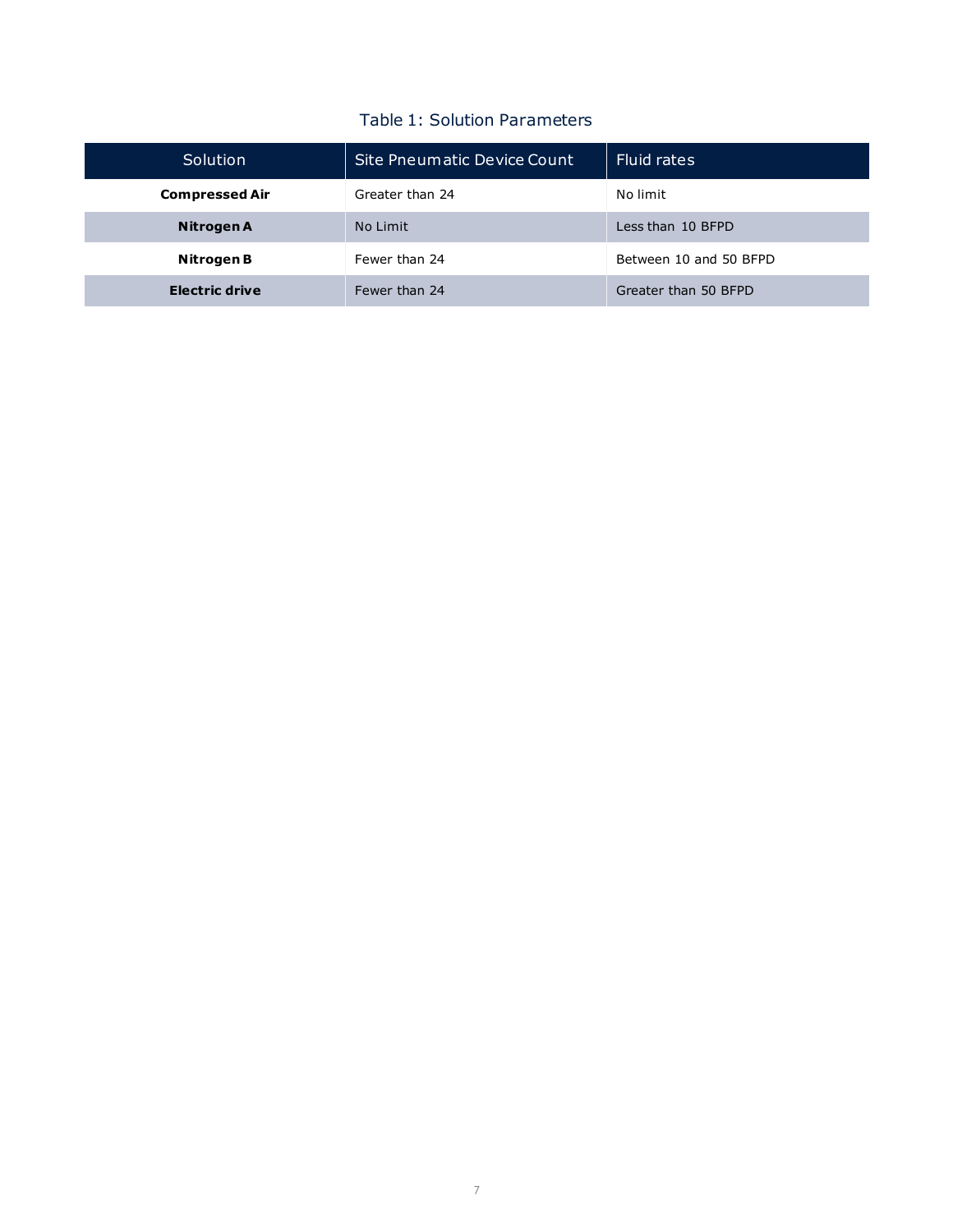Table 1: Solution Parameters

| Solution | Site Pneumatic Device Count | Fluid rates |
| --- | --- | --- |
| **Compressed Air** | Greater than 24 | No limit |
| **Nitrogen A** | No Limit | Less than 10 BFPD |
| **Nitrogen B** | Fewer than 24 | Between 10 and 50 BFPD |
| **Electric drive** | Fewer than 24 | Greater than 50 BFPD |